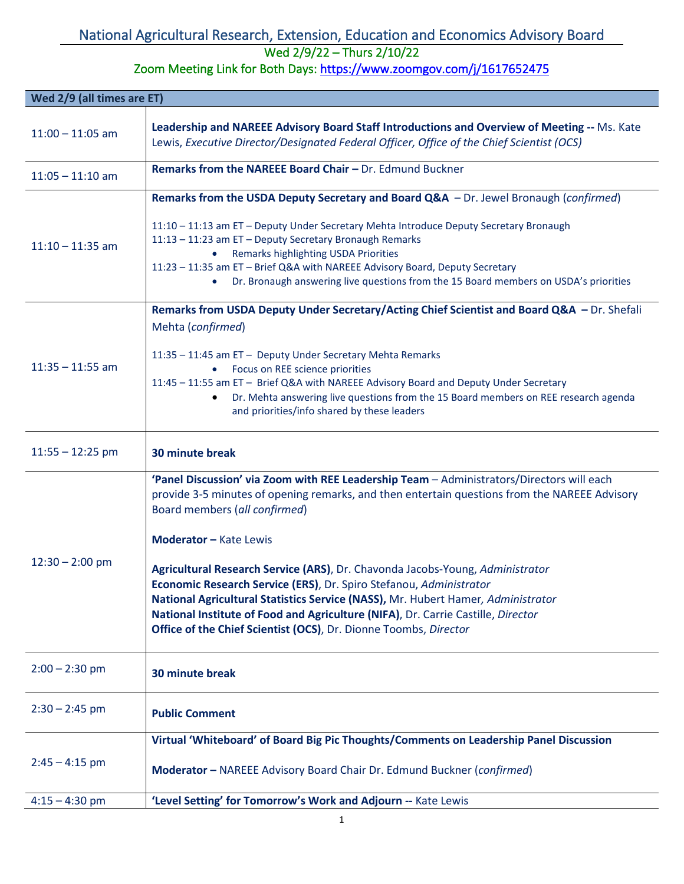# National Agricultural Research, Extension, Education and Economics Advisory Board

Wed 2/9/22 – Thurs 2/10/22

Zoom Meeting Link for Both Days: https://www.zoomgov.com/j/1617652475

| Wed 2/9 (all times are ET) | |
|---|---|
| 11:00 – 11:05 am | **Leadership and NAREEE Advisory Board Staff Introductions and Overview of Meeting --** Ms. Kate Lewis, *Executive Director/Designated Federal Officer, Office of the Chief Scientist (OCS)* |
| 11:05 – 11:10 am | **Remarks from the NAREEE Board Chair –** Dr. Edmund Buckner |
| 11:10 – 11:35 am | **Remarks from the USDA Deputy Secretary and Board Q&A** – Dr. Jewel Bronaugh (*confirmed*)<br><br>11:10 – 11:13 am ET – Deputy Under Secretary Mehta Introduce Deputy Secretary Bronaugh<br>11:13 – 11:23 am ET – Deputy Secretary Bronaugh Remarks<br>• Remarks highlighting USDA Priorities<br>11:23 – 11:35 am ET – Brief Q&A with NAREEE Advisory Board, Deputy Secretary<br>• Dr. Bronaugh answering live questions from the 15 Board members on USDA's priorities |
| 11:35 – 11:55 am | **Remarks from USDA Deputy Under Secretary/Acting Chief Scientist and Board Q&A –** Dr. Shefali Mehta (*confirmed*)<br><br>11:35 – 11:45 am ET – Deputy Under Secretary Mehta Remarks<br>• Focus on REE science priorities<br>11:45 – 11:55 am ET – Brief Q&A with NAREEE Advisory Board and Deputy Under Secretary<br>• Dr. Mehta answering live questions from the 15 Board members on REE research agenda and priorities/info shared by these leaders |
| 11:55 – 12:25 pm | **30 minute break** |
| 12:30 – 2:00 pm | **'Panel Discussion' via Zoom with REE Leadership Team** – Administrators/Directors will each provide 3-5 minutes of opening remarks, and then entertain questions from the NAREEE Advisory Board members (*all confirmed*)<br><br>**Moderator –** Kate Lewis<br><br>**Agricultural Research Service (ARS)**, Dr. Chavonda Jacobs-Young, *Administrator*<br>**Economic Research Service (ERS)**, Dr. Spiro Stefanou, *Administrator*<br>**National Agricultural Statistics Service (NASS),** Mr. Hubert Hamer*, Administrator*<br>**National Institute of Food and Agriculture (NIFA)**, Dr. Carrie Castille, *Director*<br>**Office of the Chief Scientist (OCS)**, Dr. Dionne Toombs, *Director* |
| 2:00 – 2:30 pm | **30 minute break** |
| 2:30 – 2:45 pm | **Public Comment** |
| 2:45 – 4:15 pm | **Virtual 'Whiteboard' of Board Big Pic Thoughts/Comments on Leadership Panel Discussion**<br><br>**Moderator –** NAREEE Advisory Board Chair Dr. Edmund Buckner (*confirmed*) |
| 4:15 – 4:30 pm | **'Level Setting' for Tomorrow's Work and Adjourn --** Kate Lewis |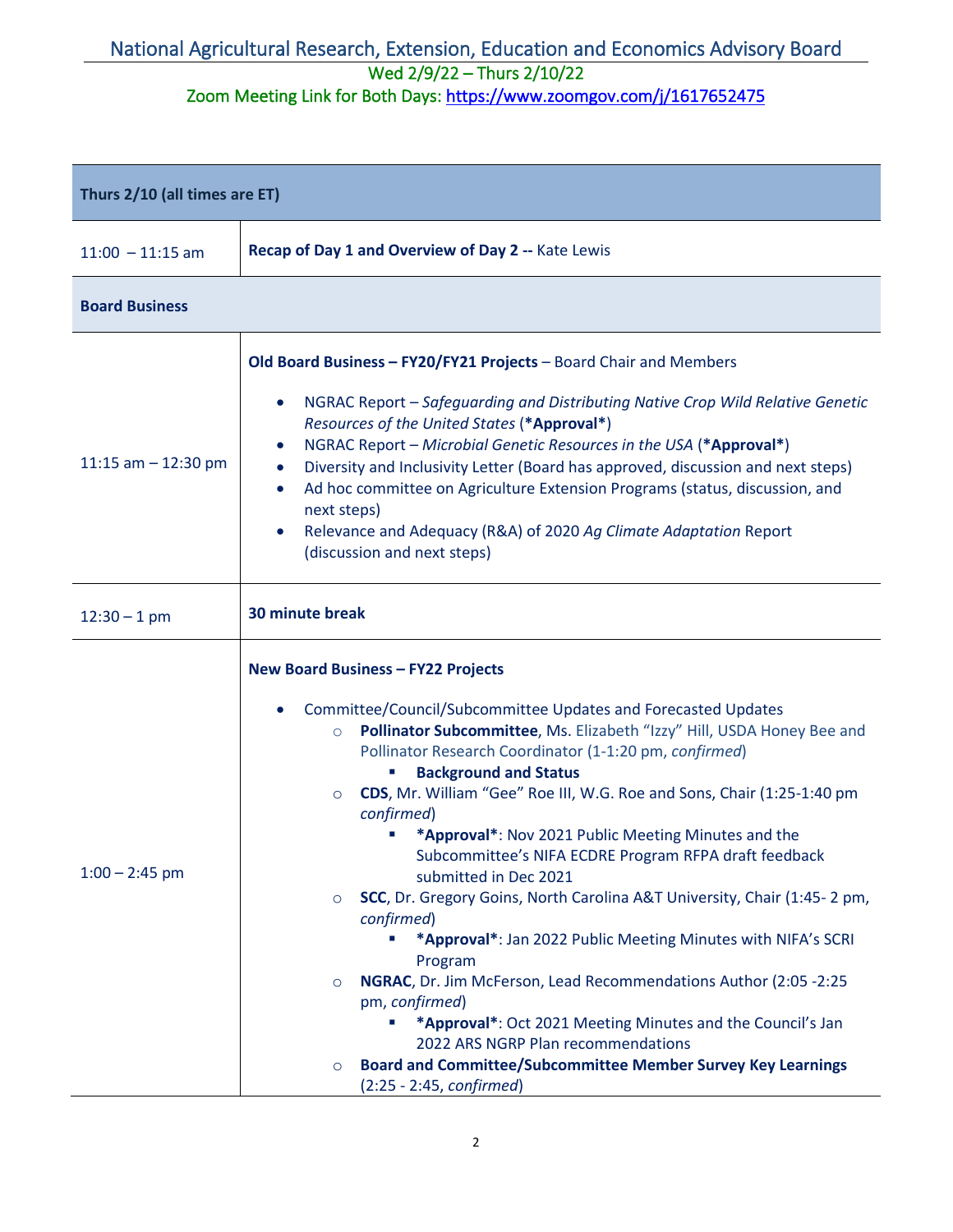# National Agricultural Research, Extension, Education and Economics Advisory Board

Wed 2/9/22 – Thurs 2/10/22

Zoom Meeting Link for Both Days: https://www.zoomgov.com/j/1617652475

| **Thurs 2/10 (all times are ET)** | |
|---|---|
| 11:00 – 11:15 am | **Recap of Day 1 and Overview of Day 2 --** Kate Lewis |
| **Board Business** | |
| 11:15 am – 12:30 pm | **Old Board Business – FY20/FY21 Projects** – Board Chair and Members<br><br>• NGRAC Report – *Safeguarding and Distributing Native Crop Wild Relative Genetic Resources of the United States* (**\*Approval\***)<br>• NGRAC Report – *Microbial Genetic Resources in the USA* (**\*Approval\***)<br>• Diversity and Inclusivity Letter (Board has approved, discussion and next steps)<br>• Ad hoc committee on Agriculture Extension Programs (status, discussion, and next steps)<br>• Relevance and Adequacy (R&A) of 2020 *Ag Climate Adaptation* Report (discussion and next steps) |
| 12:30 – 1 pm | **30 minute break** |
| 1:00 – 2:45 pm | **New Board Business – FY22 Projects**<br><br>• Committee/Council/Subcommittee Updates and Forecasted Updates<br>  ○ **Pollinator Subcommittee**, Ms. Elizabeth "Izzy" Hill, USDA Honey Bee and Pollinator Research Coordinator (1-1:20 pm, *confirmed*)<br>    ▪ **Background and Status**<br>  ○ **CDS**, Mr. William "Gee" Roe III, W.G. Roe and Sons, Chair (1:25-1:40 pm *confirmed*)<br>    ▪ **\*Approval\***: Nov 2021 Public Meeting Minutes and the Subcommittee's NIFA ECDRE Program RFPA draft feedback submitted in Dec 2021<br>  ○ **SCC**, Dr. Gregory Goins, North Carolina A&T University, Chair (1:45- 2 pm, *confirmed*)<br>    ▪ **\*Approval\***: Jan 2022 Public Meeting Minutes with NIFA's SCRI Program<br>  ○ **NGRAC**, Dr. Jim McFerson, Lead Recommendations Author (2:05 -2:25 pm, *confirmed*)<br>    ▪ **\*Approval\***: Oct 2021 Meeting Minutes and the Council's Jan 2022 ARS NGRP Plan recommendations<br>  ○ **Board and Committee/Subcommittee Member Survey Key Learnings** (2:25 - 2:45, *confirmed*) |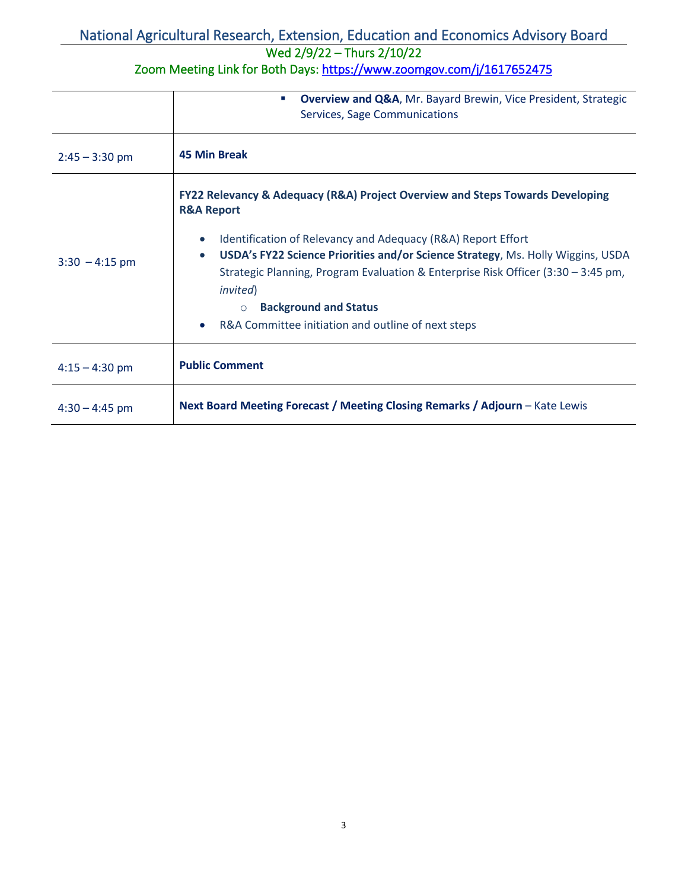National Agricultural Research, Extension, Education and Economics Advisory Board

Wed 2/9/22 – Thurs 2/10/22

Zoom Meeting Link for Both Days: https://www.zoomgov.com/j/1617652475

| | |
|---|---|
| | ▪ **Overview and Q&A**, Mr. Bayard Brewin, Vice President, Strategic Services, Sage Communications |
| 2:45 – 3:30 pm | **45 Min Break** |
| 3:30 – 4:15 pm | **FY22 Relevancy & Adequacy (R&A) Project Overview and Steps Towards Developing R&A Report**<br>• Identification of Relevancy and Adequacy (R&A) Report Effort<br>• **USDA's FY22 Science Priorities and/or Science Strategy**, Ms. Holly Wiggins, USDA Strategic Planning, Program Evaluation & Enterprise Risk Officer (3:30 – 3:45 pm, *invited*)<br>  ○ **Background and Status**<br>• R&A Committee initiation and outline of next steps |
| 4:15 – 4:30 pm | **Public Comment** |
| 4:30 – 4:45 pm | **Next Board Meeting Forecast / Meeting Closing Remarks / Adjourn** – Kate Lewis |